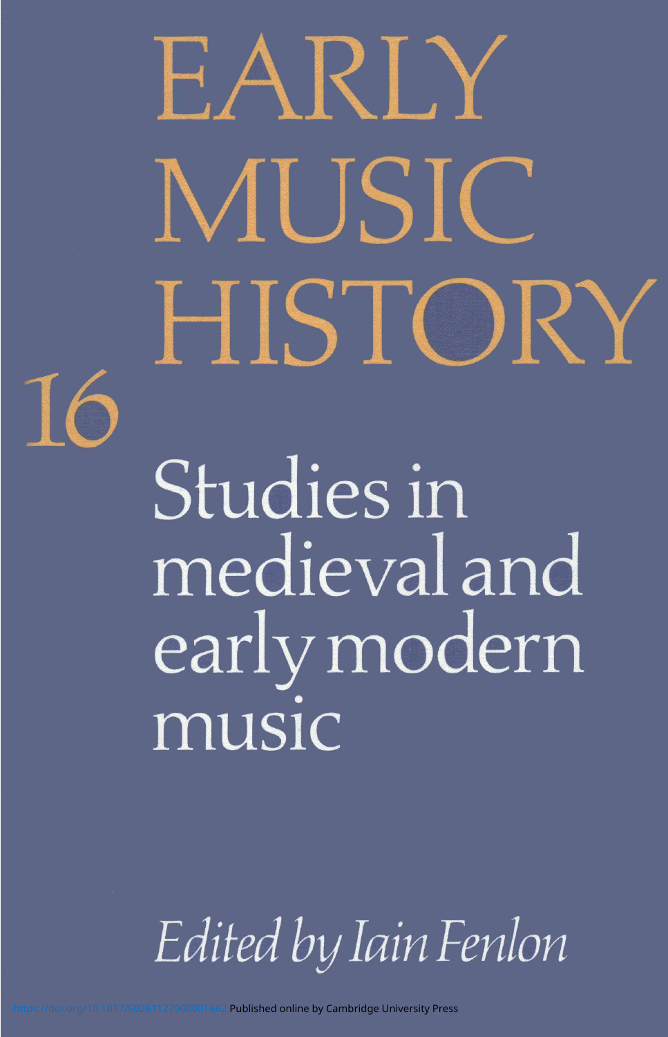# EARLY MUSIC HISTORY

16

## Studies in medieval and early modern music

*Edited by Iain Fenlon*

https://doi.org/10.1017/S0261127900001662 Published online by Cambridge University Press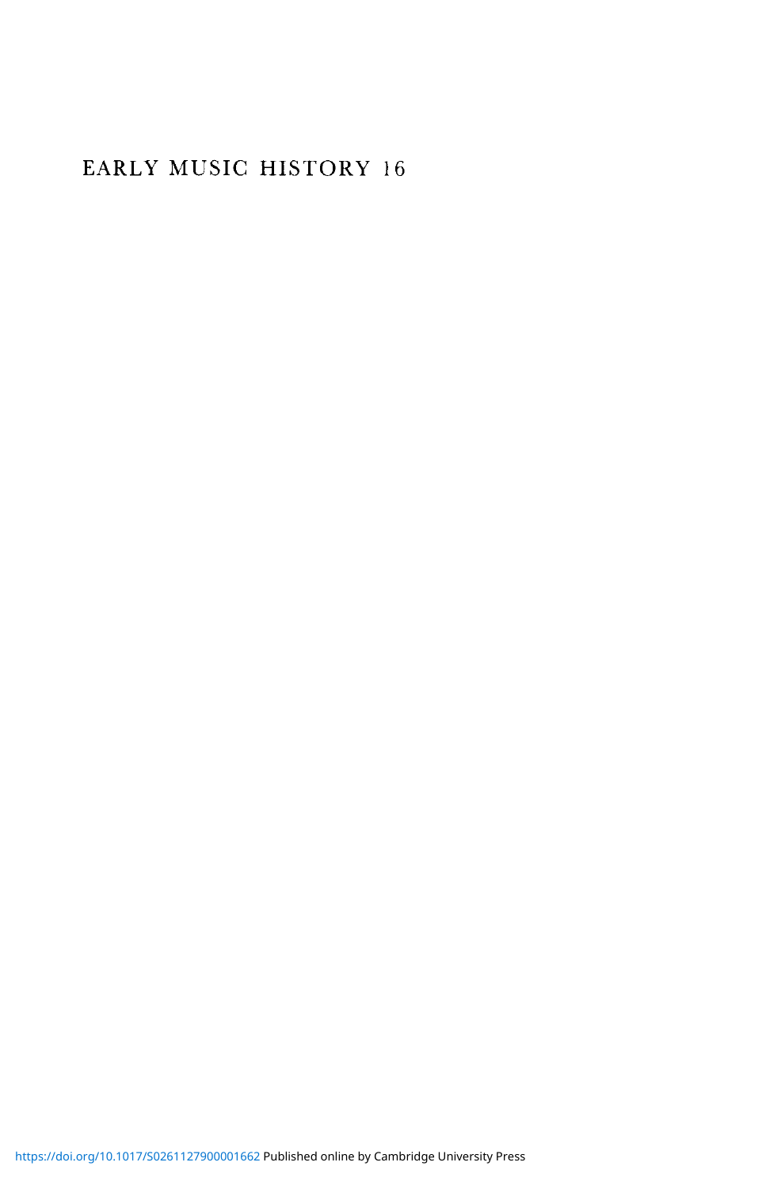# EARLY MUSIC HISTORY 16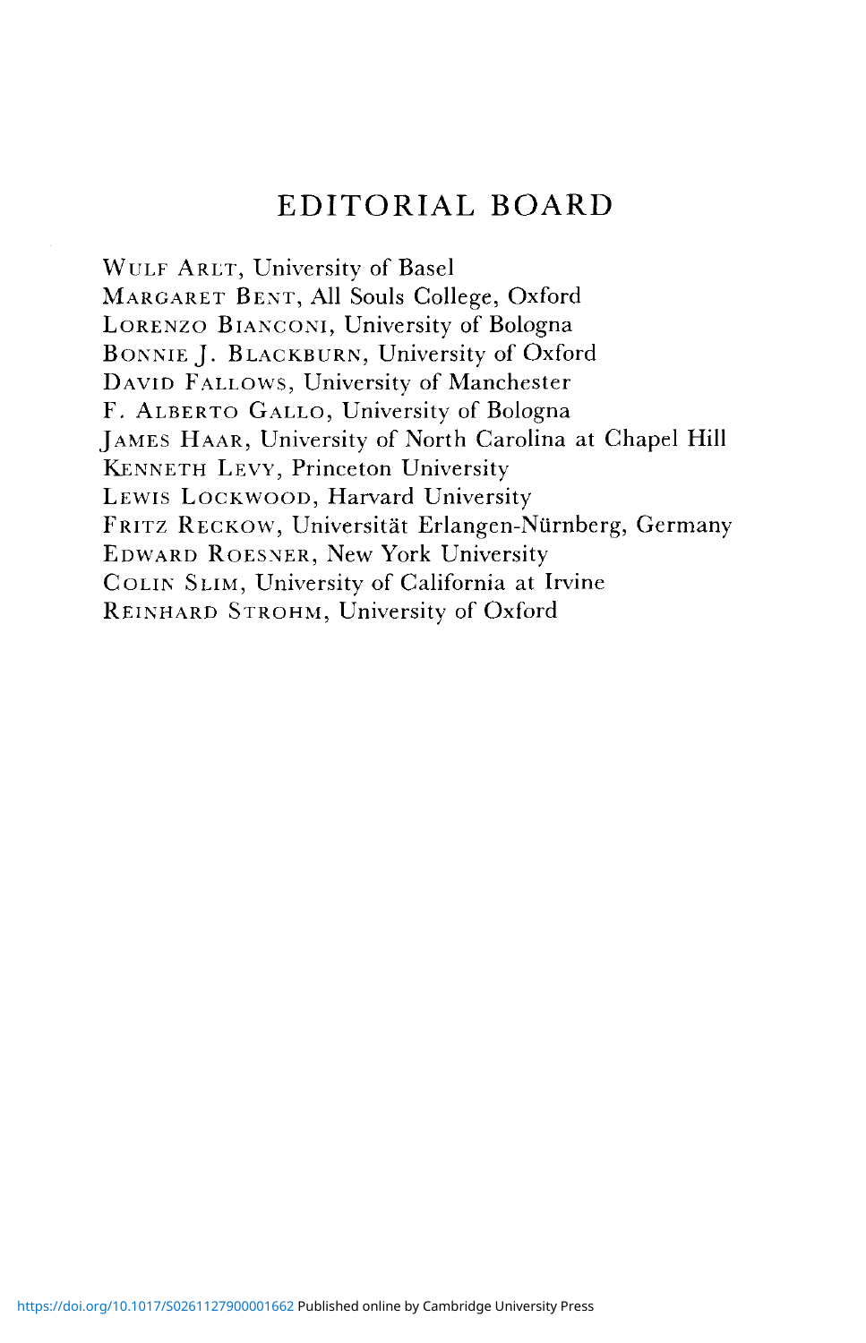# EDITORIAL BOARD

WULF ARLT, University of Basel
MARGARET BENT, All Souls College, Oxford
LORENZO BIANCONI, University of Bologna
BONNIE J. BLACKBURN, University of Oxford
DAVID FALLOWS, University of Manchester
F. ALBERTO GALLO, University of Bologna
JAMES HAAR, University of North Carolina at Chapel Hill
KENNETH LEVY, Princeton University
LEWIS LOCKWOOD, Harvard University
FRITZ RECKOW, Universität Erlangen-Nürnberg, Germany
EDWARD ROESNER, New York University
COLIN SLIM, University of California at Irvine
REINHARD STROHM, University of Oxford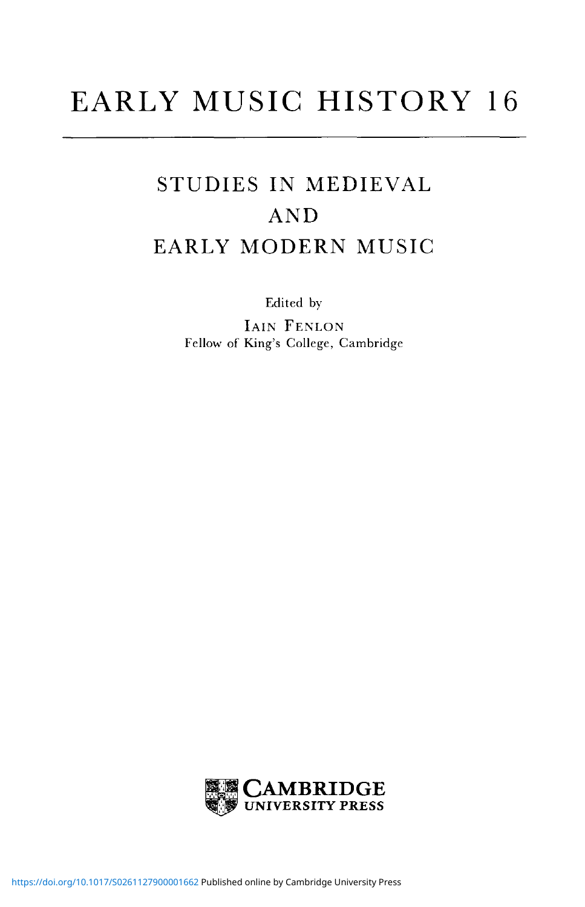# EARLY MUSIC HISTORY 16

## STUDIES IN MEDIEVAL AND EARLY MODERN MUSIC

Edited by

IAIN FENLON
Fellow of King's College, Cambridge

CAMBRIDGE
UNIVERSITY PRESS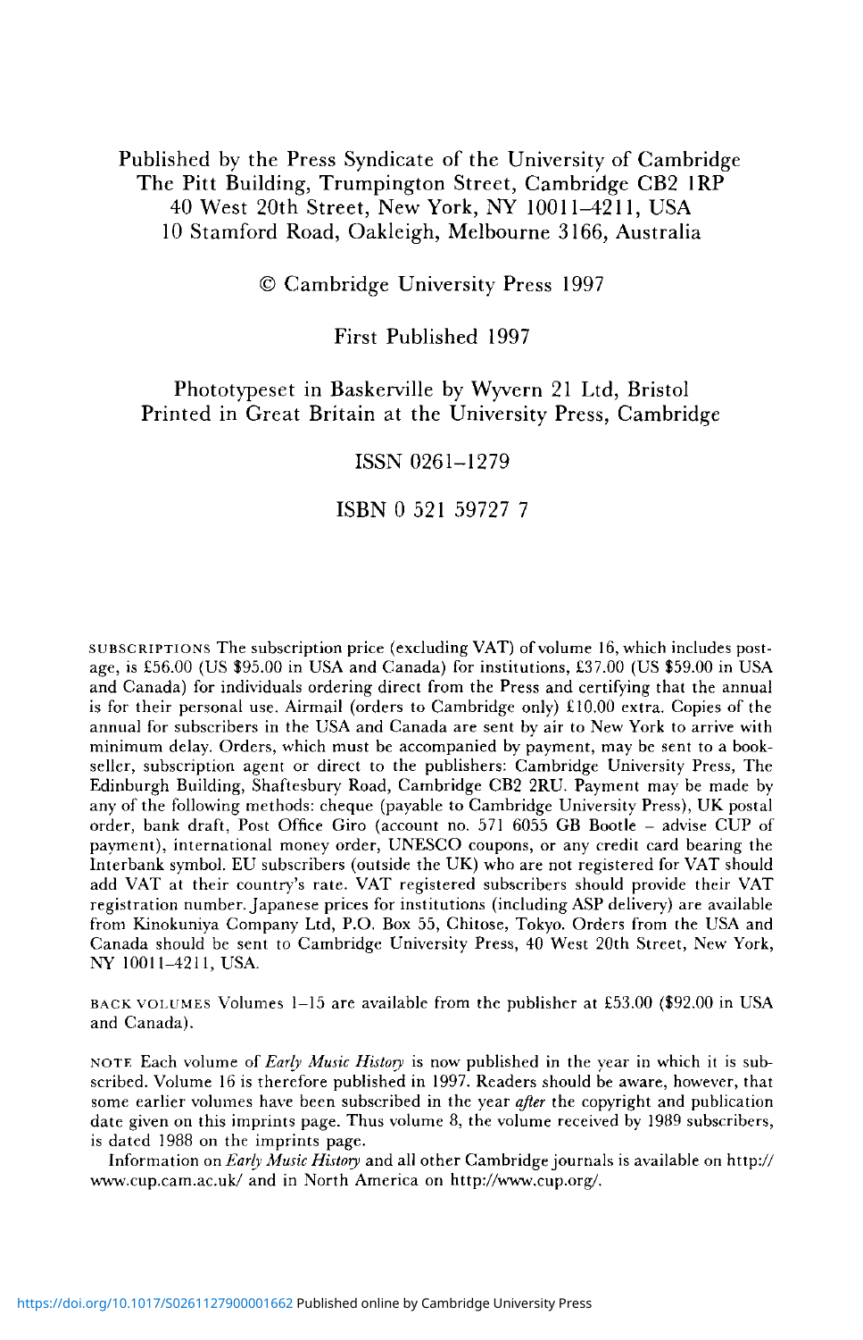Published by the Press Syndicate of the University of Cambridge
The Pitt Building, Trumpington Street, Cambridge CB2 1RP
40 West 20th Street, New York, NY 10011–4211, USA
10 Stamford Road, Oakleigh, Melbourne 3166, Australia

© Cambridge University Press 1997

First Published 1997

Phototypeset in Baskerville by Wyvern 21 Ltd, Bristol
Printed in Great Britain at the University Press, Cambridge

ISSN 0261–1279

ISBN 0 521 59727 7

SUBSCRIPTIONS The subscription price (excluding VAT) of volume 16, which includes postage, is £56.00 (US $95.00 in USA and Canada) for institutions, £37.00 (US $59.00 in USA and Canada) for individuals ordering direct from the Press and certifying that the annual is for their personal use. Airmail (orders to Cambridge only) £10.00 extra. Copies of the annual for subscribers in the USA and Canada are sent by air to New York to arrive with minimum delay. Orders, which must be accompanied by payment, may be sent to a bookseller, subscription agent or direct to the publishers: Cambridge University Press, The Edinburgh Building, Shaftesbury Road, Cambridge CB2 2RU. Payment may be made by any of the following methods: cheque (payable to Cambridge University Press), UK postal order, bank draft, Post Office Giro (account no. 571 6055 GB Bootle – advise CUP of payment), international money order, UNESCO coupons, or any credit card bearing the Interbank symbol. EU subscribers (outside the UK) who are not registered for VAT should add VAT at their country's rate. VAT registered subscribers should provide their VAT registration number. Japanese prices for institutions (including ASP delivery) are available from Kinokuniya Company Ltd, P.O. Box 55, Chitose, Tokyo. Orders from the USA and Canada should be sent to Cambridge University Press, 40 West 20th Street, New York, NY 10011–4211, USA.

BACK VOLUMES Volumes 1–15 are available from the publisher at £53.00 ($92.00 in USA and Canada).

NOTE Each volume of *Early Music History* is now published in the year in which it is subscribed. Volume 16 is therefore published in 1997. Readers should be aware, however, that some earlier volumes have been subscribed in the year *after* the copyright and publication date given on this imprints page. Thus volume 8, the volume received by 1989 subscribers, is dated 1988 on the imprints page.

Information on *Early Music History* and all other Cambridge journals is available on http://www.cup.cam.ac.uk/ and in North America on http://www.cup.org/.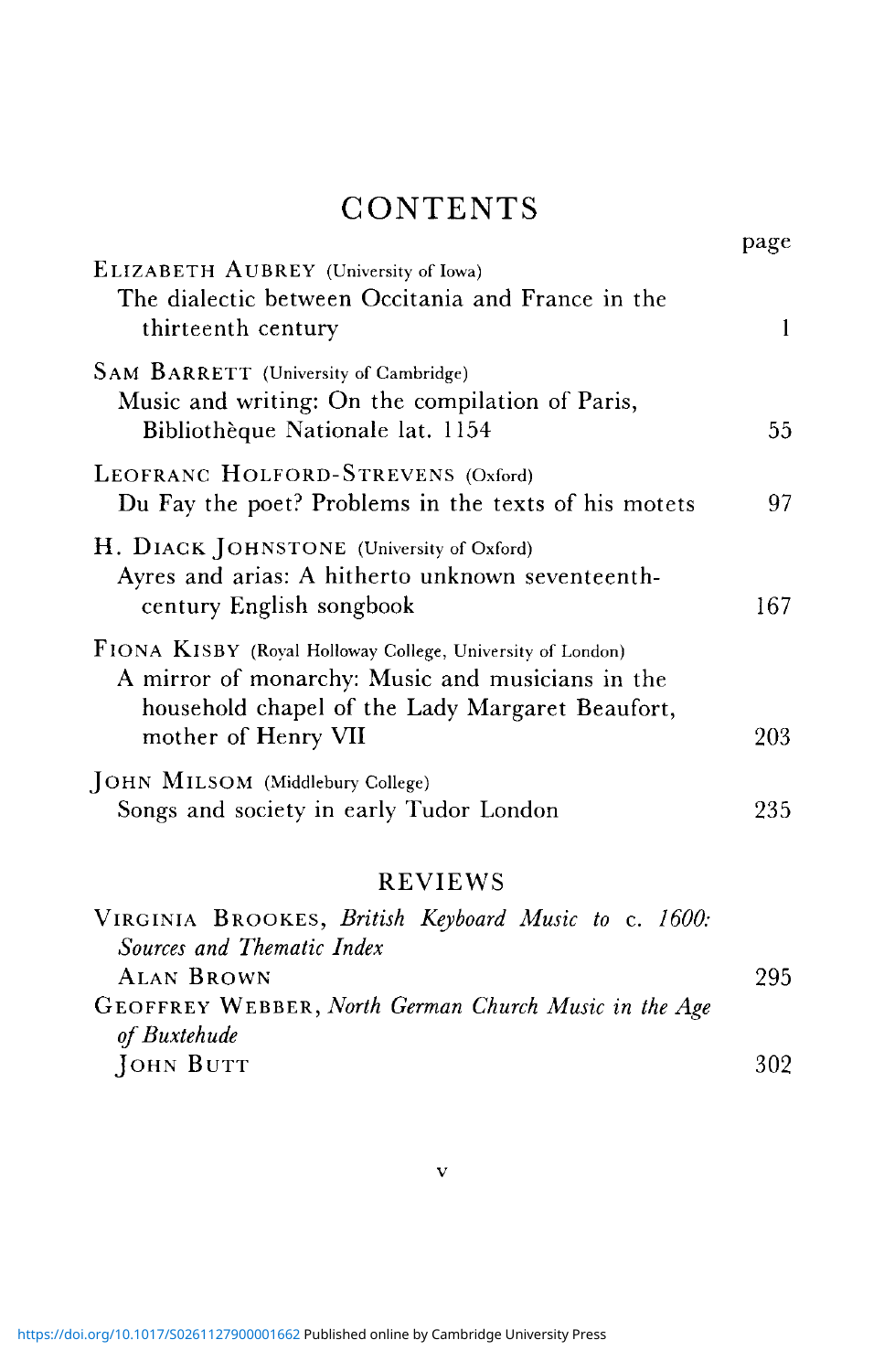# CONTENTS

| | page |
|---|---|
| ELIZABETH AUBREY (University of Iowa)<br>The dialectic between Occitania and France in the thirteenth century | 1 |
| SAM BARRETT (University of Cambridge)<br>Music and writing: On the compilation of Paris, Bibliothèque Nationale lat. 1154 | 55 |
| LEOFRANC HOLFORD-STREVENS (Oxford)<br>Du Fay the poet? Problems in the texts of his motets | 97 |
| H. DIACK JOHNSTONE (University of Oxford)<br>Ayres and arias: A hitherto unknown seventeenth-century English songbook | 167 |
| FIONA KISBY (Royal Holloway College, University of London)<br>A mirror of monarchy: Music and musicians in the household chapel of the Lady Margaret Beaufort, mother of Henry VII | 203 |
| JOHN MILSOM (Middlebury College)<br>Songs and society in early Tudor London | 235 |

## REVIEWS

| | |
|---|---|
| VIRGINIA BROOKES, *British Keyboard Music to* c. *1600: Sources and Thematic Index*<br>ALAN BROWN | 295 |
| GEOFFREY WEBBER, *North German Church Music in the Age of Buxtehude*<br>JOHN BUTT | 302 |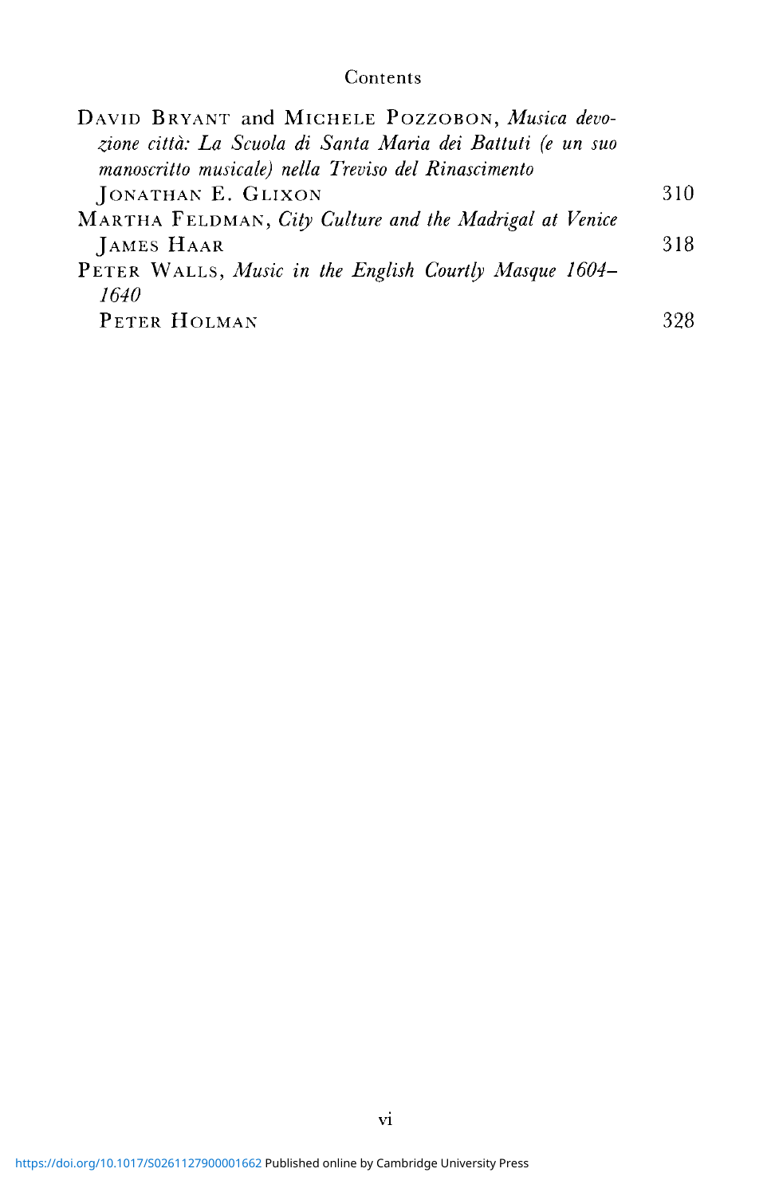Contents

David Bryant and Michele Pozzobon, *Musica devozione città: La Scuola di Santa Maria dei Battuti (e un suo manoscritto musicale) nella Treviso del Rinascimento*
Jonathan E. Glixon — 310

Martha Feldman, *City Culture and the Madrigal at Venice*
James Haar — 318

Peter Walls, *Music in the English Courtly Masque 1604–1640*
Peter Holman — 328